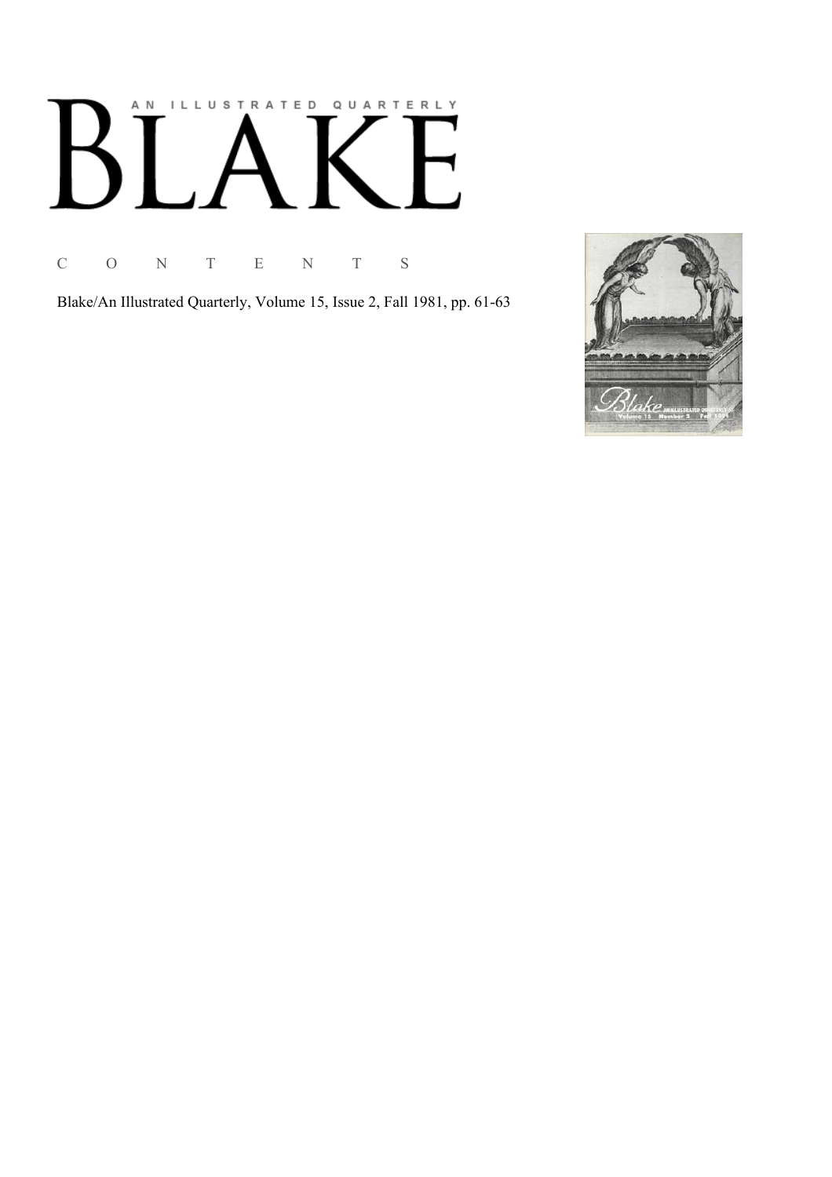# AN ILLUSTRATED QUARTERLY

# BLAKE

C O N T E N T S

Blake/An Illustrated Quarterly, Volume 15, Issue 2, Fall 1981, pp. 61-63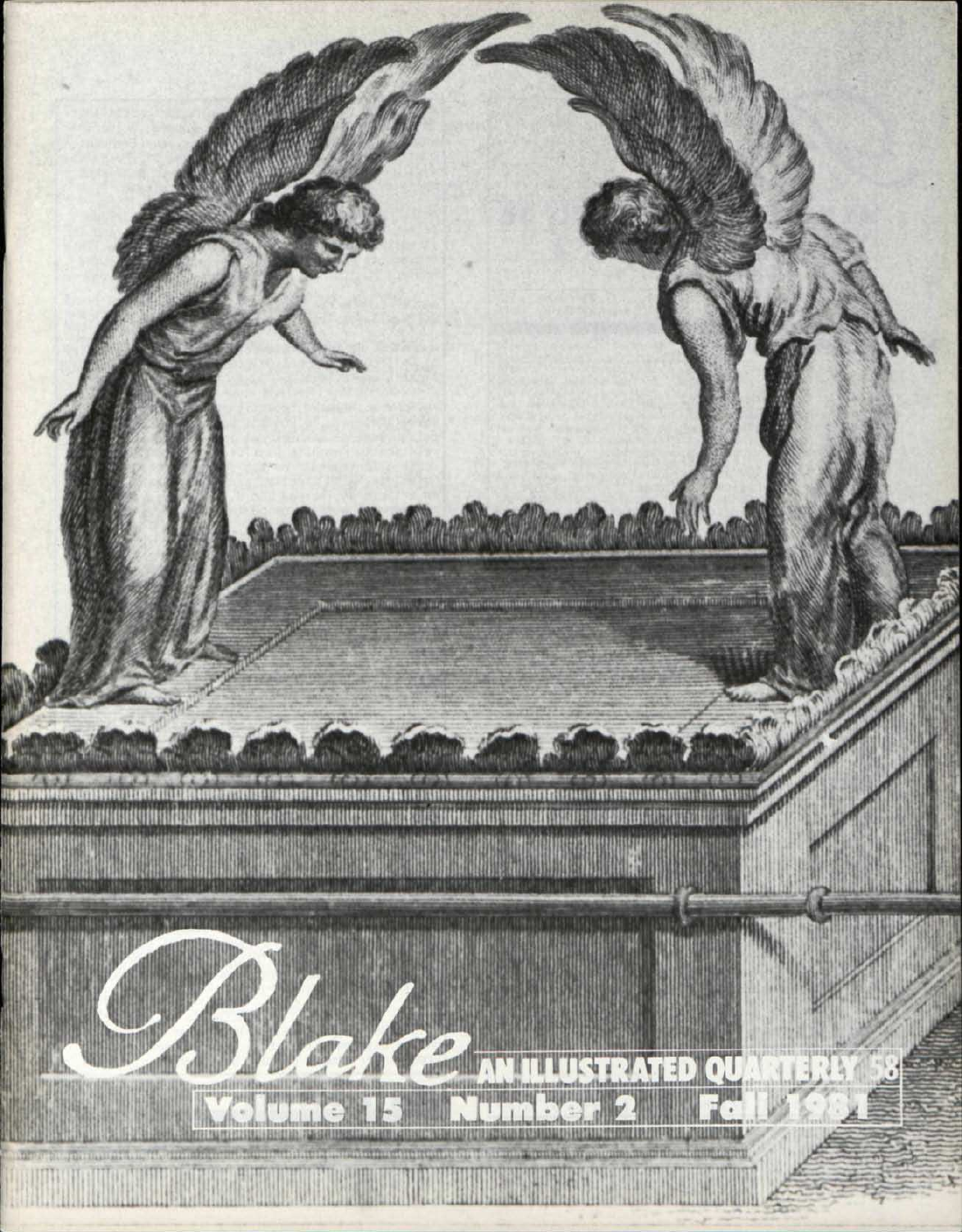# Blake AN ILLUSTRATED QUARTERLY 58

Volume 15 Number 2 Fall 1981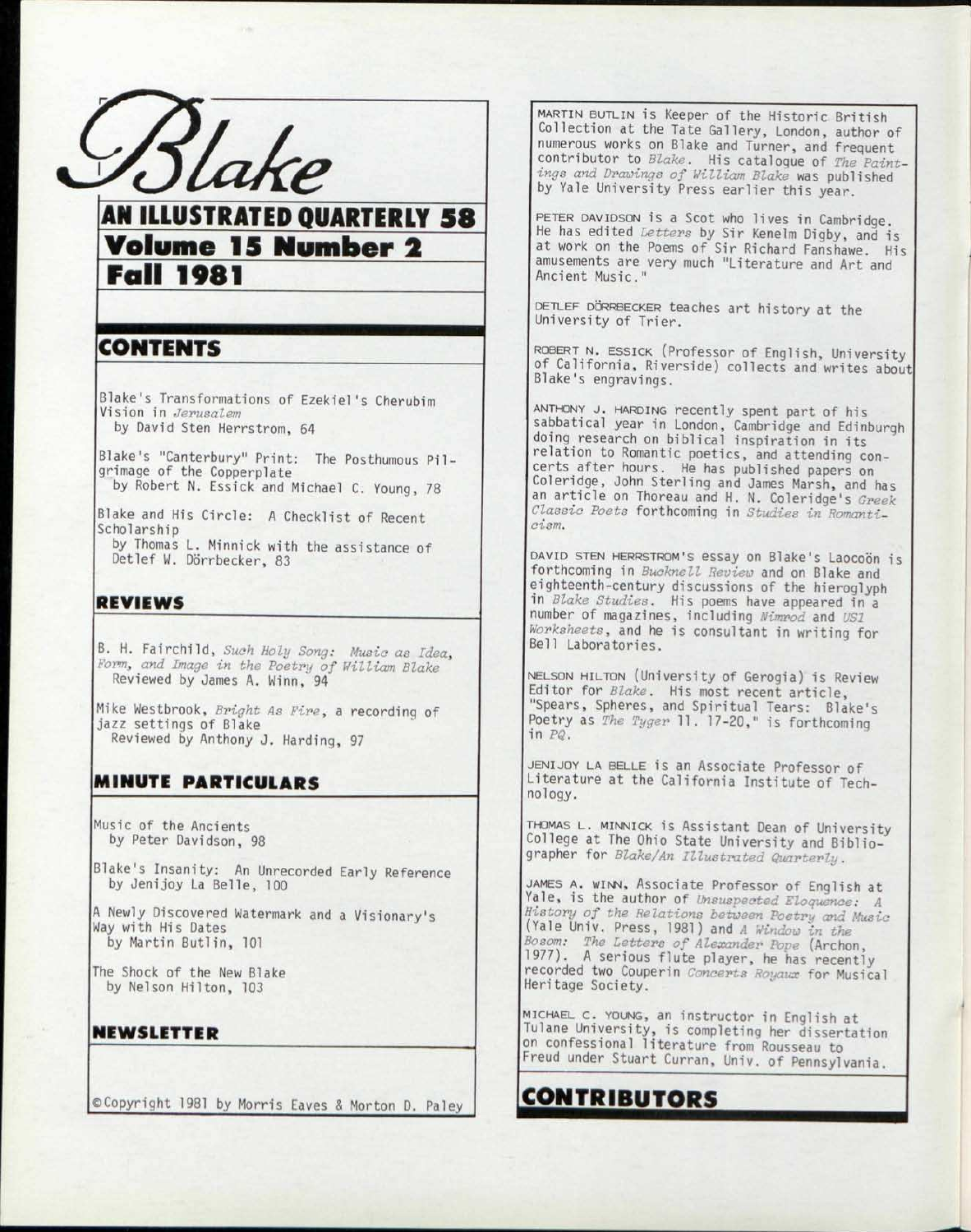# Blake

## AN ILLUSTRATED QUARTERLY 58

## Volume 15 Number 2

## Fall 1981

## CONTENTS

Blake's Transformations of Ezekiel's Cherubim Vision in *Jerusalem*
by David Sten Herrstrom, 64

Blake's "Canterbury" Print: The Posthumous Pilgrimage of the Copperplate
by Robert N. Essick and Michael C. Young, 78

Blake and His Circle: A Checklist of Recent Scholarship
by Thomas L. Minnick with the assistance of Detlef W. Dörrbecker, 83

## REVIEWS

B. H. Fairchild, *Such Holy Song: Music as Idea, Form, and Image in the Poetry of William Blake*
Reviewed by James A. Winn, 94

Mike Westbrook, *Bright As Fire*, a recording of jazz settings of Blake
Reviewed by Anthony J. Harding, 97

## MINUTE PARTICULARS

Music of the Ancients
by Peter Davidson, 98

Blake's Insanity: An Unrecorded Early Reference
by Jenijoy La Belle, 100

A Newly Discovered Watermark and a Visionary's Way with His Dates
by Martin Butlin, 101

The Shock of the New Blake
by Nelson Hilton, 103

## NEWSLETTER

©Copyright 1981 by Morris Eaves & Morton D. Paley

MARTIN BUTLIN is Keeper of the Historic British Collection at the Tate Gallery, London, author of numerous works on Blake and Turner, and frequent contributor to *Blake*. His catalogue of *The Paintings and Drawings of William Blake* was published by Yale University Press earlier this year.

PETER DAVIDSON is a Scot who lives in Cambridge. He has edited *Letters* by Sir Kenelm Digby, and is at work on the Poems of Sir Richard Fanshawe. His amusements are very much "Literature and Art and Ancient Music."

DETLEF DÖRRBECKER teaches art history at the University of Trier.

ROBERT N. ESSICK (Professor of English, University of California, Riverside) collects and writes about Blake's engravings.

ANTHONY J. HARDING recently spent part of his sabbatical year in London, Cambridge and Edinburgh doing research on biblical inspiration in its relation to Romantic poetics, and attending concerts after hours. He has published papers on Coleridge, John Sterling and James Marsh, and has an article on Thoreau and H. N. Coleridge's *Greek Classic Poets* forthcoming in *Studies in Romanticism*.

DAVID STEN HERRSTROM'S essay on Blake's Laocoön is forthcoming in *Bucknell Review* and on Blake and eighteenth-century discussions of the hieroglyph in *Blake Studies*. His poems have appeared in a number of magazines, including *Nimrod* and *US1 Worksheets*, and he is consultant in writing for Bell Laboratories.

NELSON HILTON (University of Gerogia) is Review Editor for *Blake*. His most recent article, "Spears, Spheres, and Spiritual Tears: Blake's Poetry as *The Tyger* ll. 17-20," is forthcoming in *PQ*.

JENIJOY LA BELLE is an Associate Professor of Literature at the California Institute of Technology.

THOMAS L. MINNICK is Assistant Dean of University College at The Ohio State University and Bibliographer for *Blake/An Illustrated Quarterly*.

JAMES A. WINN, Associate Professor of English at Yale, is the author of *Unsuspected Eloquence: A History of the Relations between Poetry and Music* (Yale Univ. Press, 1981) and *A Window in the Bosom: The Letters of Alexander Pope* (Archon, 1977). A serious flute player, he has recently recorded two Couperin *Concerts Royaux* for Musical Heritage Society.

MICHAEL C. YOUNG, an instructor in English at Tulane University, is completing her dissertation on confessional literature from Rousseau to Freud under Stuart Curran, Univ. of Pennsylvania.

## CONTRIBUTORS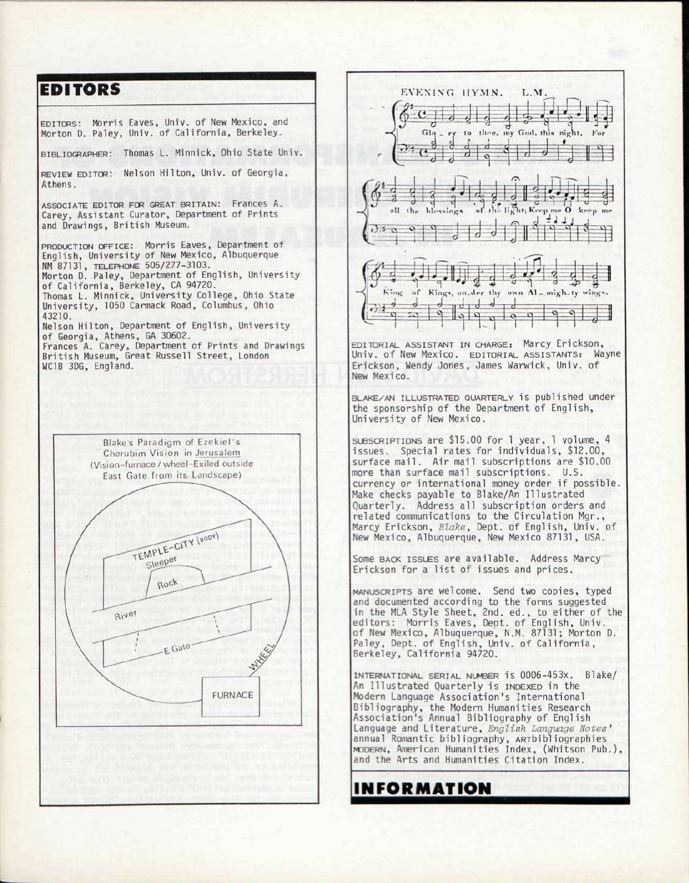# EDITORS

EDITORS: Morris Eaves, Univ. of New Mexico, and Morton D. Paley, Univ. of California, Berkeley.

BIBLIOGRAPHER: Thomas L. Minnick, Ohio State Univ.

REVIEW EDITOR: Nelson Hilton, Univ. of Georgia, Athens.

ASSOCIATE EDITOR FOR GREAT BRITAIN: Frances A. Carey, Assistant Curator, Department of Prints and Drawings, British Museum.

PRODUCTION OFFICE: Morris Eaves, Department of English, University of New Mexico, Albuquerque NM 87131, TELEPHONE 505/277-3103.
Morton D. Paley, Department of English, University of California, Berkeley, CA 94720.
Thomas L. Minnick, University College, Ohio State University, 1050 Carmack Road, Columbus, Ohio 43210.
Nelson Hilton, Department of English, University of Georgia, Athens, GA 30602.
Frances A. Carey, Department of Prints and Drawings British Museum, Great Russell Street, London WC1B 3DG, England.

Blake's Paradigm of Ezekiel's Cherubim Vision in *Jerusalem*
(Vision-furnace / wheel-Exiled outside East Gate from its Landscape)

TEMPLE-CITY (BODY)
Sleeper
Rock
River
E.Gate
WHEEL
FURNACE

EVENING HYMN. L.M.

Glo - ry to thee, my God, this night, For all the blessings of the light; Keep me O keep me King of Kings, under thy own Al - mighty wings.

EDITORIAL ASSISTANT IN CHARGE: Marcy Erickson, Univ. of New Mexico. EDITORIAL ASSISTANTS: Wayne Erickson, Wendy Jones, James Warwick, Univ. of New Mexico.

BLAKE/AN ILLUSTRATED QUARTERLY is published under the sponsorship of the Department of English, University of New Mexico.

SUBSCRIPTIONS are $15.00 for 1 year, 1 volume, 4 issues. Special rates for individuals, $12.00, surface mail. Air mail subscriptions are $10.00 more than surface mail subscriptions. U.S. currency or international money order if possible. Make checks payable to Blake/An Illustrated Quarterly. Address all subscription orders and related communications to the Circulation Mgr., Marcy Erickson, *Blake*, Dept. of English, Univ. of New Mexico, Albuquerque, New Mexico 87131, USA.

Some BACK ISSUES are available. Address Marcy Erickson for a list of issues and prices.

MANUSCRIPTS are welcome. Send two copies, typed and documented according to the forms suggested in the MLA Style Sheet, 2nd. ed., to either of the editors: Morris Eaves, Dept. of English, Univ. of New Mexico, Albuquerque, N.M. 87131; Morton D. Paley, Dept. of English, Univ. of California, Berkeley, California 94720.

INTERNATIONAL SERIAL NUMBER is 0006-453x. Blake/An Illustrated Quarterly is INDEXED in the Modern Language Association's International Bibliography, the Modern Humanities Research Association's Annual Bibliography of English Language and Literature, *English Language Notes'* annual Romantic bibliography, ARTbibliographies MODERN, American Humanities Index, (Whitson Pub.), and the Arts and Humanities Citation Index.

# INFORMATION